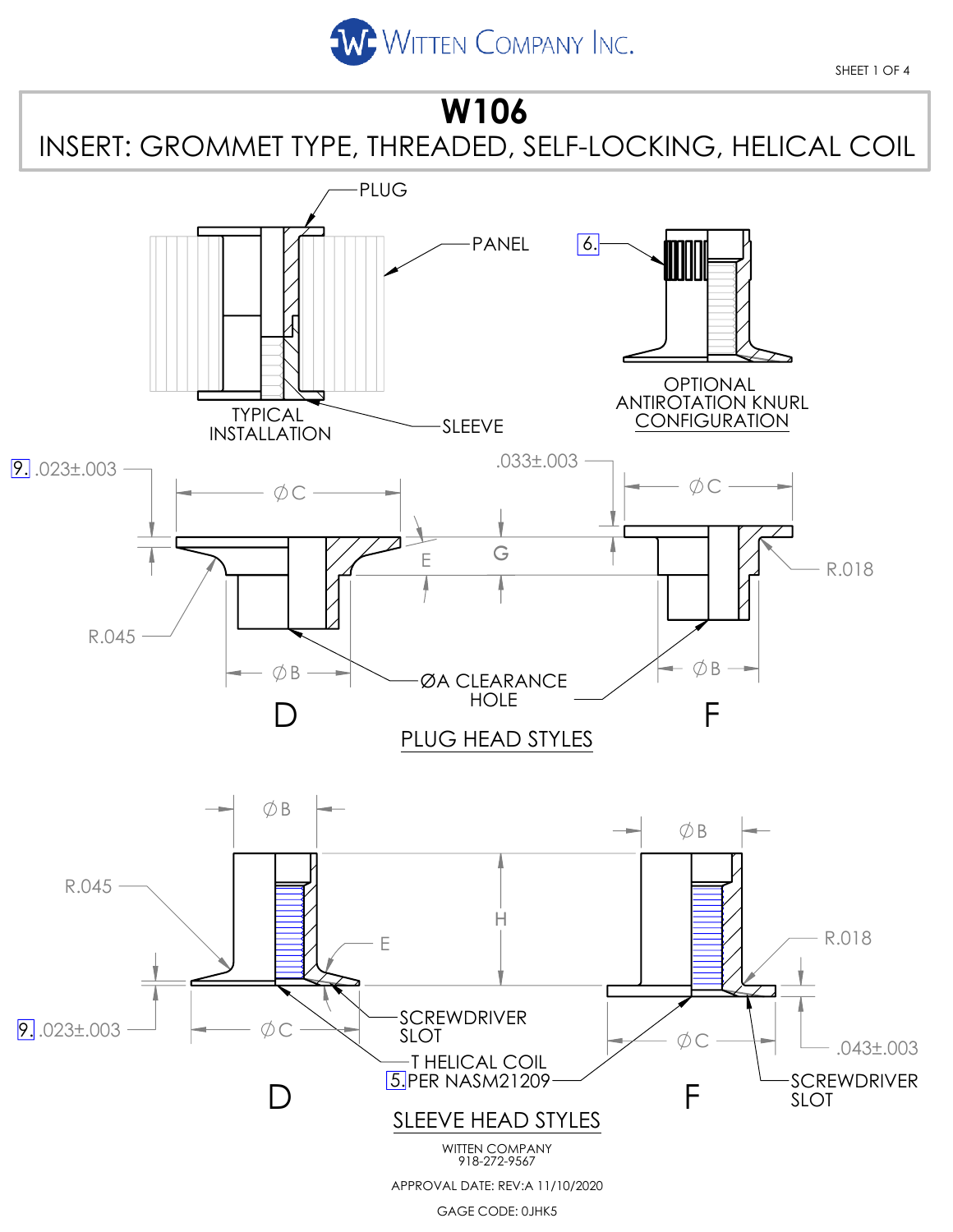WITTEN COMPANY INC.

# W106

## INSERT: GROMMET TYPE, THREADED, SELF-LOCKING, HELICAL COIL

PLUG

PANEL

6.

TYPICAL INSTALLATION

SLEEVE

OPTIONAL ANTIROTATION KNURL CONFIGURATION

9. .023±.003

ØC

E

G

R.045

ØB

.033±.003

ØC

R.018

ØB

ØA CLEARANCE HOLE

D

F

PLUG HEAD STYLES

ØB

ØB

R.045

H

E

R.018

9. .023±.003

ØC

ØC

.043±.003

SCREWDRIVER SLOT

T HELICAL COIL

5. PER NASM21209

SCREWDRIVER SLOT

D

F

SLEEVE HEAD STYLES

WITTEN COMPANY
918-272-9567

APPROVAL DATE: REV:A 11/10/2020

GAGE CODE: 0JHK5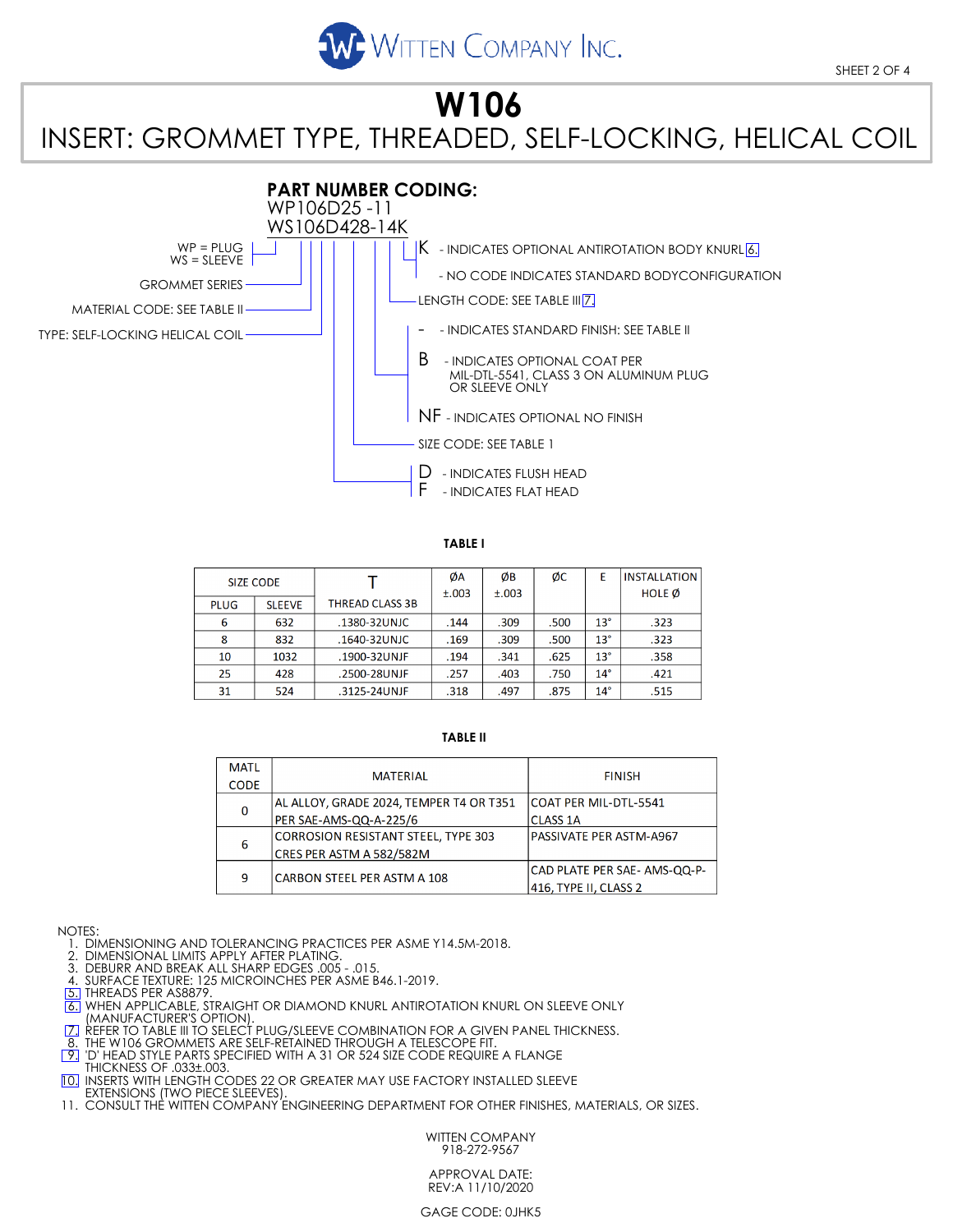WITTEN COMPANY INC.

# W106

## INSERT: GROMMET TYPE, THREADED, SELF-LOCKING, HELICAL COIL

### PART NUMBER CODING:

WP106D25 -11
WS106D428-14K

- WP = PLUG, WS = SLEEVE
- GROMMET SERIES
- MATERIAL CODE: SEE TABLE II
- TYPE: SELF-LOCKING HELICAL COIL
- D - INDICATES FLUSH HEAD; F - INDICATES FLAT HEAD
- SIZE CODE: SEE TABLE 1
- \- - INDICATES STANDARD FINISH: SEE TABLE II
- B - INDICATES OPTIONAL COAT PER MIL-DTL-5541, CLASS 3 ON ALUMINUM PLUG OR SLEEVE ONLY
- NF - INDICATES OPTIONAL NO FINISH
- LENGTH CODE: SEE TABLE III [7]
- K - INDICATES OPTIONAL ANTIROTATION BODY KNURL [6]
  - NO CODE INDICATES STANDARD BODYCONFIGURATION

**TABLE I**

| SIZE CODE | | T | ØA | ØB | ØC | E | INSTALLATION |
|---|---|---|---|---|---|---|---|
| PLUG | SLEEVE | THREAD CLASS 3B | ±.003 | ±.003 | | | HOLE Ø |
| 6 | 632 | .1380-32UNJC | .144 | .309 | .500 | 13° | .323 |
| 8 | 832 | .1640-32UNJC | .169 | .309 | .500 | 13° | .323 |
| 10 | 1032 | .1900-32UNJF | .194 | .341 | .625 | 13° | .358 |
| 25 | 428 | .2500-28UNJF | .257 | .403 | .750 | 14° | .421 |
| 31 | 524 | .3125-24UNJF | .318 | .497 | .875 | 14° | .515 |

**TABLE II**

| MATL CODE | MATERIAL | FINISH |
|---|---|---|
| 0 | AL ALLOY, GRADE 2024, TEMPER T4 OR T351 PER SAE-AMS-QQ-A-225/6 | COAT PER MIL-DTL-5541 CLASS 1A |
| 6 | CORROSION RESISTANT STEEL, TYPE 303 CRES PER ASTM A 582/582M | PASSIVATE PER ASTM-A967 |
| 9 | CARBON STEEL PER ASTM A 108 | CAD PLATE PER SAE- AMS-QQ-P-416, TYPE II, CLASS 2 |

NOTES:
1. DIMENSIONING AND TOLERANCING PRACTICES PER ASME Y14.5M-2018.
2. DIMENSIONAL LIMITS APPLY AFTER PLATING.
3. DEBURR AND BREAK ALL SHARP EDGES .005 - .015.
4. SURFACE TEXTURE: 125 MICROINCHES PER ASME B46.1-2019.
5. [5] THREADS PER AS8879.
6. [6] WHEN APPLICABLE, STRAIGHT OR DIAMOND KNURL ANTIROTATION KNURL ON SLEEVE ONLY (MANUFACTURER'S OPTION).
7. [7] REFER TO TABLE III TO SELECT PLUG/SLEEVE COMBINATION FOR A GIVEN PANEL THICKNESS.
8. THE W106 GROMMETS ARE SELF-RETAINED THROUGH A TELESCOPE FIT.
9. [9] 'D' HEAD STYLE PARTS SPECIFIED WITH A 31 OR 524 SIZE CODE REQUIRE A FLANGE THICKNESS OF .033±.003.
10. [10] INSERTS WITH LENGTH CODES 22 OR GREATER MAY USE FACTORY INSTALLED SLEEVE EXTENSIONS (TWO PIECE SLEEVES).
11. CONSULT THE WITTEN COMPANY ENGINEERING DEPARTMENT FOR OTHER FINISHES, MATERIALS, OR SIZES.

WITTEN COMPANY
918-272-9567

APPROVAL DATE:
REV:A 11/10/2020

GAGE CODE: 0JHK5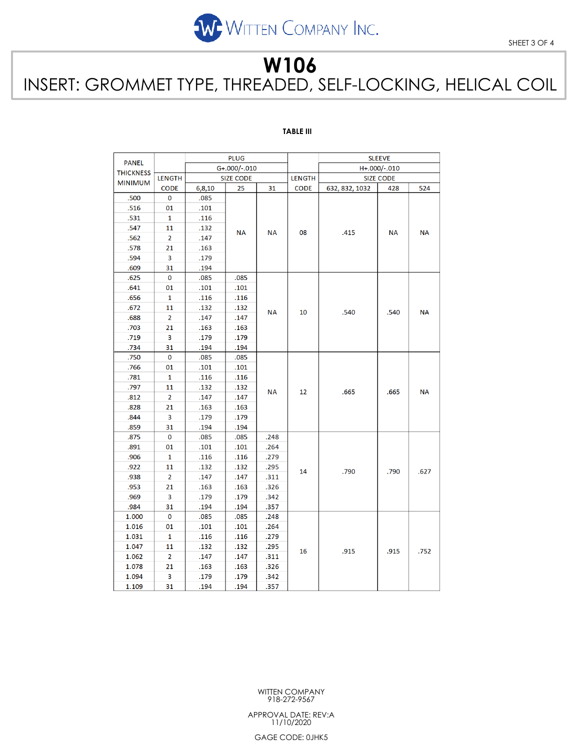# W106

## INSERT: GROMMET TYPE, THREADED, SELF-LOCKING, HELICAL COIL

**TABLE III**

| PANEL THICKNESS MINIMUM | LENGTH CODE | PLUG G+.000/-.010 SIZE CODE 6,8,10 | 25 | 31 | LENGTH CODE | SLEEVE H+.000/-.010 SIZE CODE 632, 832, 1032 | 428 | 524 |
|---|---|---|---|---|---|---|---|---|
| .500 | 0 | .085 | NA | NA | 08 | .415 | NA | NA |
| .516 | 01 | .101 | | | | | | |
| .531 | 1 | .116 | | | | | | |
| .547 | 11 | .132 | | | | | | |
| .562 | 2 | .147 | | | | | | |
| .578 | 21 | .163 | | | | | | |
| .594 | 3 | .179 | | | | | | |
| .609 | 31 | .194 | | | | | | |
| .625 | 0 | .085 | .085 | NA | 10 | .540 | .540 | NA |
| .641 | 01 | .101 | .101 | | | | | |
| .656 | 1 | .116 | .116 | | | | | |
| .672 | 11 | .132 | .132 | | | | | |
| .688 | 2 | .147 | .147 | | | | | |
| .703 | 21 | .163 | .163 | | | | | |
| .719 | 3 | .179 | .179 | | | | | |
| .734 | 31 | .194 | .194 | | | | | |
| .750 | 0 | .085 | .085 | NA | 12 | .665 | .665 | NA |
| .766 | 01 | .101 | .101 | | | | | |
| .781 | 1 | .116 | .116 | | | | | |
| .797 | 11 | .132 | .132 | | | | | |
| .812 | 2 | .147 | .147 | | | | | |
| .828 | 21 | .163 | .163 | | | | | |
| .844 | 3 | .179 | .179 | | | | | |
| .859 | 31 | .194 | .194 | | | | | |
| .875 | 0 | .085 | .085 | .248 | 14 | .790 | .790 | .627 |
| .891 | 01 | .101 | .101 | .264 | | | | |
| .906 | 1 | .116 | .116 | .279 | | | | |
| .922 | 11 | .132 | .132 | .295 | | | | |
| .938 | 2 | .147 | .147 | .311 | | | | |
| .953 | 21 | .163 | .163 | .326 | | | | |
| .969 | 3 | .179 | .179 | .342 | | | | |
| .984 | 31 | .194 | .194 | .357 | | | | |
| 1.000 | 0 | .085 | .085 | .248 | 16 | .915 | .915 | .752 |
| 1.016 | 01 | .101 | .101 | .264 | | | | |
| 1.031 | 1 | .116 | .116 | .279 | | | | |
| 1.047 | 11 | .132 | .132 | .295 | | | | |
| 1.062 | 2 | .147 | .147 | .311 | | | | |
| 1.078 | 21 | .163 | .163 | .326 | | | | |
| 1.094 | 3 | .179 | .179 | .342 | | | | |
| 1.109 | 31 | .194 | .194 | .357 | | | | |

WITTEN COMPANY
918-272-9567

APPROVAL DATE: REV:A
11/10/2020

GAGE CODE: 0JHK5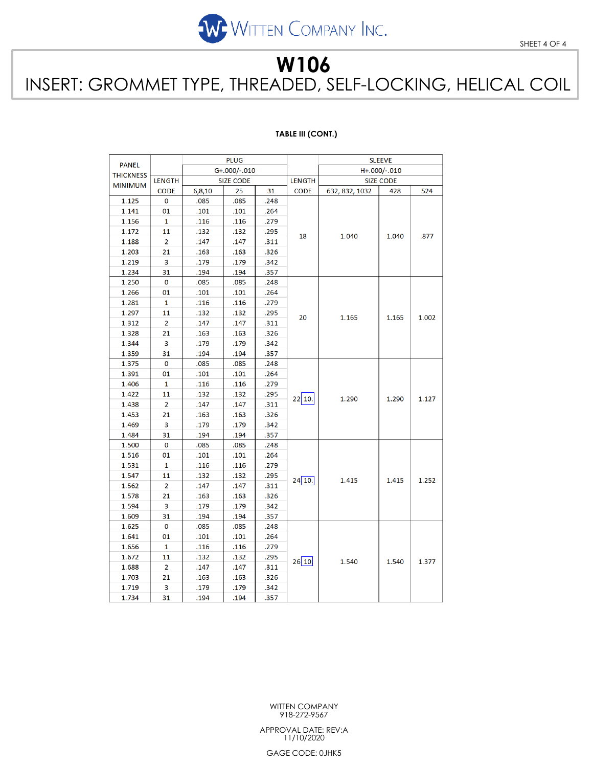# W106

## INSERT: GROMMET TYPE, THREADED, SELF-LOCKING, HELICAL COIL

**TABLE III (CONT.)**

| PANEL THICKNESS MINIMUM | | PLUG | | | | SLEEVE | | |
|---|---|---|---|---|---|---|---|---|
| | | G+.000/-.010 | | | | H+.000/-.010 | | |
| | LENGTH | SIZE CODE | | | LENGTH | SIZE CODE | | |
| | CODE | 6,8,10 | 25 | 31 | CODE | 632, 832, 1032 | 428 | 524 |
| 1.125 | 0 | .085 | .085 | .248 | 18 | 1.040 | 1.040 | .877 |
| 1.141 | 01 | .101 | .101 | .264 | | | | |
| 1.156 | 1 | .116 | .116 | .279 | | | | |
| 1.172 | 11 | .132 | .132 | .295 | | | | |
| 1.188 | 2 | .147 | .147 | .311 | | | | |
| 1.203 | 21 | .163 | .163 | .326 | | | | |
| 1.219 | 3 | .179 | .179 | .342 | | | | |
| 1.234 | 31 | .194 | .194 | .357 | | | | |
| 1.250 | 0 | .085 | .085 | .248 | 20 | 1.165 | 1.165 | 1.002 |
| 1.266 | 01 | .101 | .101 | .264 | | | | |
| 1.281 | 1 | .116 | .116 | .279 | | | | |
| 1.297 | 11 | .132 | .132 | .295 | | | | |
| 1.312 | 2 | .147 | .147 | .311 | | | | |
| 1.328 | 21 | .163 | .163 | .326 | | | | |
| 1.344 | 3 | .179 | .179 | .342 | | | | |
| 1.359 | 31 | .194 | .194 | .357 | | | | |
| 1.375 | 0 | .085 | .085 | .248 | 22 10. | 1.290 | 1.290 | 1.127 |
| 1.391 | 01 | .101 | .101 | .264 | | | | |
| 1.406 | 1 | .116 | .116 | .279 | | | | |
| 1.422 | 11 | .132 | .132 | .295 | | | | |
| 1.438 | 2 | .147 | .147 | .311 | | | | |
| 1.453 | 21 | .163 | .163 | .326 | | | | |
| 1.469 | 3 | .179 | .179 | .342 | | | | |
| 1.484 | 31 | .194 | .194 | .357 | | | | |
| 1.500 | 0 | .085 | .085 | .248 | 24 10. | 1.415 | 1.415 | 1.252 |
| 1.516 | 01 | .101 | .101 | .264 | | | | |
| 1.531 | 1 | .116 | .116 | .279 | | | | |
| 1.547 | 11 | .132 | .132 | .295 | | | | |
| 1.562 | 2 | .147 | .147 | .311 | | | | |
| 1.578 | 21 | .163 | .163 | .326 | | | | |
| 1.594 | 3 | .179 | .179 | .342 | | | | |
| 1.609 | 31 | .194 | .194 | .357 | | | | |
| 1.625 | 0 | .085 | .085 | .248 | 26 10. | 1.540 | 1.540 | 1.377 |
| 1.641 | 01 | .101 | .101 | .264 | | | | |
| 1.656 | 1 | .116 | .116 | .279 | | | | |
| 1.672 | 11 | .132 | .132 | .295 | | | | |
| 1.688 | 2 | .147 | .147 | .311 | | | | |
| 1.703 | 21 | .163 | .163 | .326 | | | | |
| 1.719 | 3 | .179 | .179 | .342 | | | | |
| 1.734 | 31 | .194 | .194 | .357 | | | | |

WITTEN COMPANY
918-272-9567

APPROVAL DATE: REV:A
11/10/2020

GAGE CODE: 0JHK5